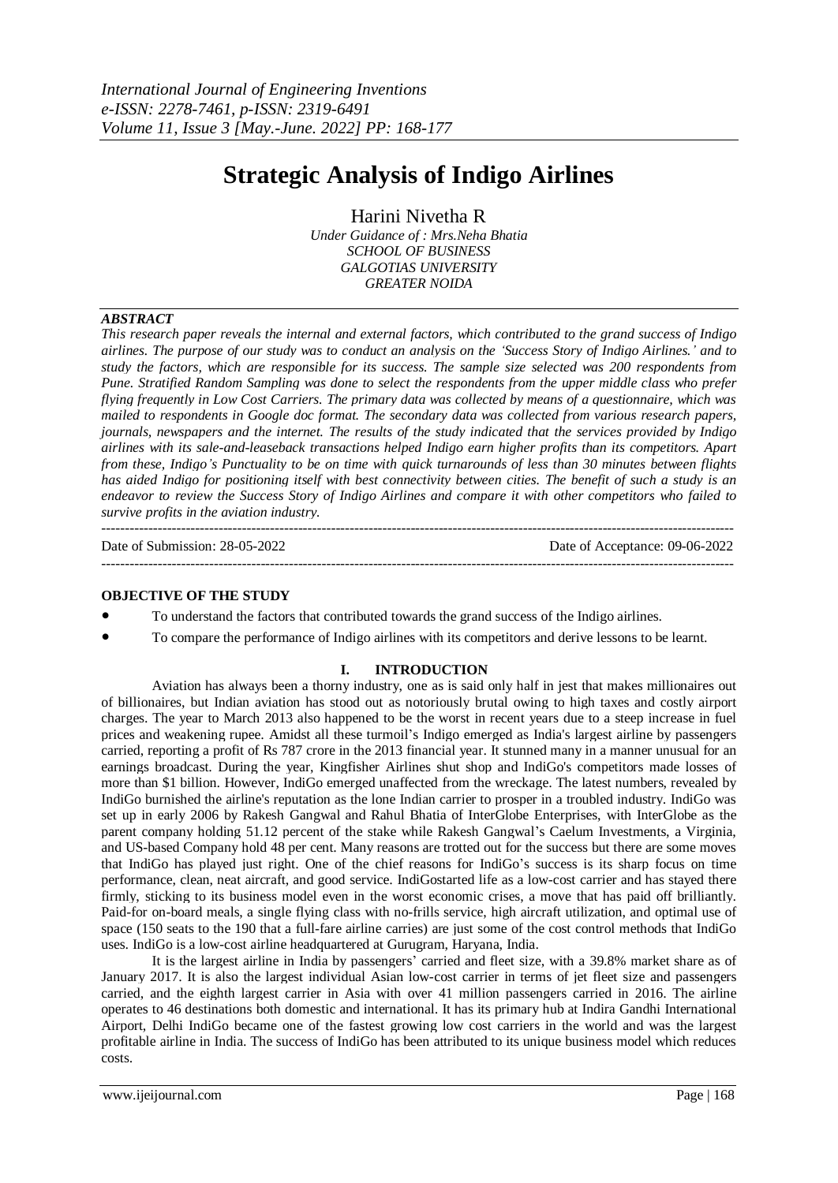# Strategic Analysis of Indigo Airlines

Harini Nivetha R

*Under Guidance of : Mrs.Neha Bhatia*
*SCHOOL OF BUSINESS*
*GALGOTIAS UNIVERSITY*
*GREATER NOIDA*

### *ABSTRACT*

*This research paper reveals the internal and external factors, which contributed to the grand success of Indigo airlines. The purpose of our study was to conduct an analysis on the 'Success Story of Indigo Airlines.' and to study the factors, which are responsible for its success. The sample size selected was 200 respondents from Pune. Stratified Random Sampling was done to select the respondents from the upper middle class who prefer flying frequently in Low Cost Carriers. The primary data was collected by means of a questionnaire, which was mailed to respondents in Google doc format. The secondary data was collected from various research papers, journals, newspapers and the internet. The results of the study indicated that the services provided by Indigo airlines with its sale-and-leaseback transactions helped Indigo earn higher profits than its competitors. Apart from these, Indigo's Punctuality to be on time with quick turnarounds of less than 30 minutes between flights has aided Indigo for positioning itself with best connectivity between cities. The benefit of such a study is an endeavor to review the Success Story of Indigo Airlines and compare it with other competitors who failed to survive profits in the aviation industry.*

---

Date of Submission: 28-05-2022 Date of Acceptance: 09-06-2022

---

### OBJECTIVE OF THE STUDY

- To understand the factors that contributed towards the grand success of the Indigo airlines.
- To compare the performance of Indigo airlines with its competitors and derive lessons to be learnt.

## I. INTRODUCTION

Aviation has always been a thorny industry, one as is said only half in jest that makes millionaires out of billionaires, but Indian aviation has stood out as notoriously brutal owing to high taxes and costly airport charges. The year to March 2013 also happened to be the worst in recent years due to a steep increase in fuel prices and weakening rupee. Amidst all these turmoil's Indigo emerged as India's largest airline by passengers carried, reporting a profit of Rs 787 crore in the 2013 financial year. It stunned many in a manner unusual for an earnings broadcast. During the year, Kingfisher Airlines shut shop and IndiGo's competitors made losses of more than $1 billion. However, IndiGo emerged unaffected from the wreckage. The latest numbers, revealed by IndiGo burnished the airline's reputation as the lone Indian carrier to prosper in a troubled industry. IndiGo was set up in early 2006 by Rakesh Gangwal and Rahul Bhatia of InterGlobe Enterprises, with InterGlobe as the parent company holding 51.12 percent of the stake while Rakesh Gangwal's Caelum Investments, a Virginia, and US-based Company hold 48 per cent. Many reasons are trotted out for the success but there are some moves that IndiGo has played just right. One of the chief reasons for IndiGo's success is its sharp focus on time performance, clean, neat aircraft, and good service. IndiGostarted life as a low-cost carrier and has stayed there firmly, sticking to its business model even in the worst economic crises, a move that has paid off brilliantly. Paid-for on-board meals, a single flying class with no-frills service, high aircraft utilization, and optimal use of space (150 seats to the 190 that a full-fare airline carries) are just some of the cost control methods that IndiGo uses. IndiGo is a low-cost airline headquartered at Gurugram, Haryana, India.

It is the largest airline in India by passengers' carried and fleet size, with a 39.8% market share as of January 2017. It is also the largest individual Asian low-cost carrier in terms of jet fleet size and passengers carried, and the eighth largest carrier in Asia with over 41 million passengers carried in 2016. The airline operates to 46 destinations both domestic and international. It has its primary hub at Indira Gandhi International Airport, Delhi IndiGo became one of the fastest growing low cost carriers in the world and was the largest profitable airline in India. The success of IndiGo has been attributed to its unique business model which reduces costs.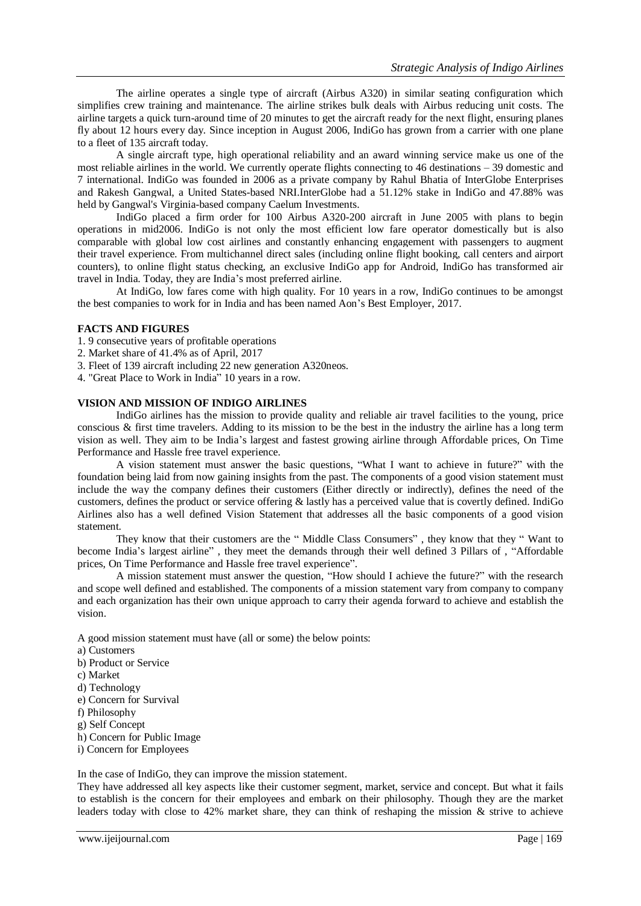The airline operates a single type of aircraft (Airbus A320) in similar seating configuration which simplifies crew training and maintenance. The airline strikes bulk deals with Airbus reducing unit costs. The airline targets a quick turn-around time of 20 minutes to get the aircraft ready for the next flight, ensuring planes fly about 12 hours every day. Since inception in August 2006, IndiGo has grown from a carrier with one plane to a fleet of 135 aircraft today.

A single aircraft type, high operational reliability and an award winning service make us one of the most reliable airlines in the world. We currently operate flights connecting to 46 destinations – 39 domestic and 7 international. IndiGo was founded in 2006 as a private company by Rahul Bhatia of InterGlobe Enterprises and Rakesh Gangwal, a United States-based NRI.InterGlobe had a 51.12% stake in IndiGo and 47.88% was held by Gangwal's Virginia-based company Caelum Investments.

IndiGo placed a firm order for 100 Airbus A320-200 aircraft in June 2005 with plans to begin operations in mid2006. IndiGo is not only the most efficient low fare operator domestically but is also comparable with global low cost airlines and constantly enhancing engagement with passengers to augment their travel experience. From multichannel direct sales (including online flight booking, call centers and airport counters), to online flight status checking, an exclusive IndiGo app for Android, IndiGo has transformed air travel in India. Today, they are India's most preferred airline.

At IndiGo, low fares come with high quality. For 10 years in a row, IndiGo continues to be amongst the best companies to work for in India and has been named Aon's Best Employer, 2017.

## FACTS AND FIGURES

1. 9 consecutive years of profitable operations
2. Market share of 41.4% as of April, 2017
3. Fleet of 139 aircraft including 22 new generation A320neos.
4. "Great Place to Work in India" 10 years in a row.

## VISION AND MISSION OF INDIGO AIRLINES

IndiGo airlines has the mission to provide quality and reliable air travel facilities to the young, price conscious & first time travelers. Adding to its mission to be the best in the industry the airline has a long term vision as well. They aim to be India's largest and fastest growing airline through Affordable prices, On Time Performance and Hassle free travel experience.

A vision statement must answer the basic questions, "What I want to achieve in future?" with the foundation being laid from now gaining insights from the past. The components of a good vision statement must include the way the company defines their customers (Either directly or indirectly), defines the need of the customers, defines the product or service offering & lastly has a perceived value that is covertly defined. IndiGo Airlines also has a well defined Vision Statement that addresses all the basic components of a good vision statement.

They know that their customers are the " Middle Class Consumers" , they know that they " Want to become India's largest airline" , they meet the demands through their well defined 3 Pillars of , "Affordable prices, On Time Performance and Hassle free travel experience".

A mission statement must answer the question, "How should I achieve the future?" with the research and scope well defined and established. The components of a mission statement vary from company to company and each organization has their own unique approach to carry their agenda forward to achieve and establish the vision.

A good mission statement must have (all or some) the below points:

a) Customers
b) Product or Service
c) Market
d) Technology
e) Concern for Survival
f) Philosophy
g) Self Concept
h) Concern for Public Image
i) Concern for Employees

In the case of IndiGo, they can improve the mission statement.

They have addressed all key aspects like their customer segment, market, service and concept. But what it fails to establish is the concern for their employees and embark on their philosophy. Though they are the market leaders today with close to 42% market share, they can think of reshaping the mission & strive to achieve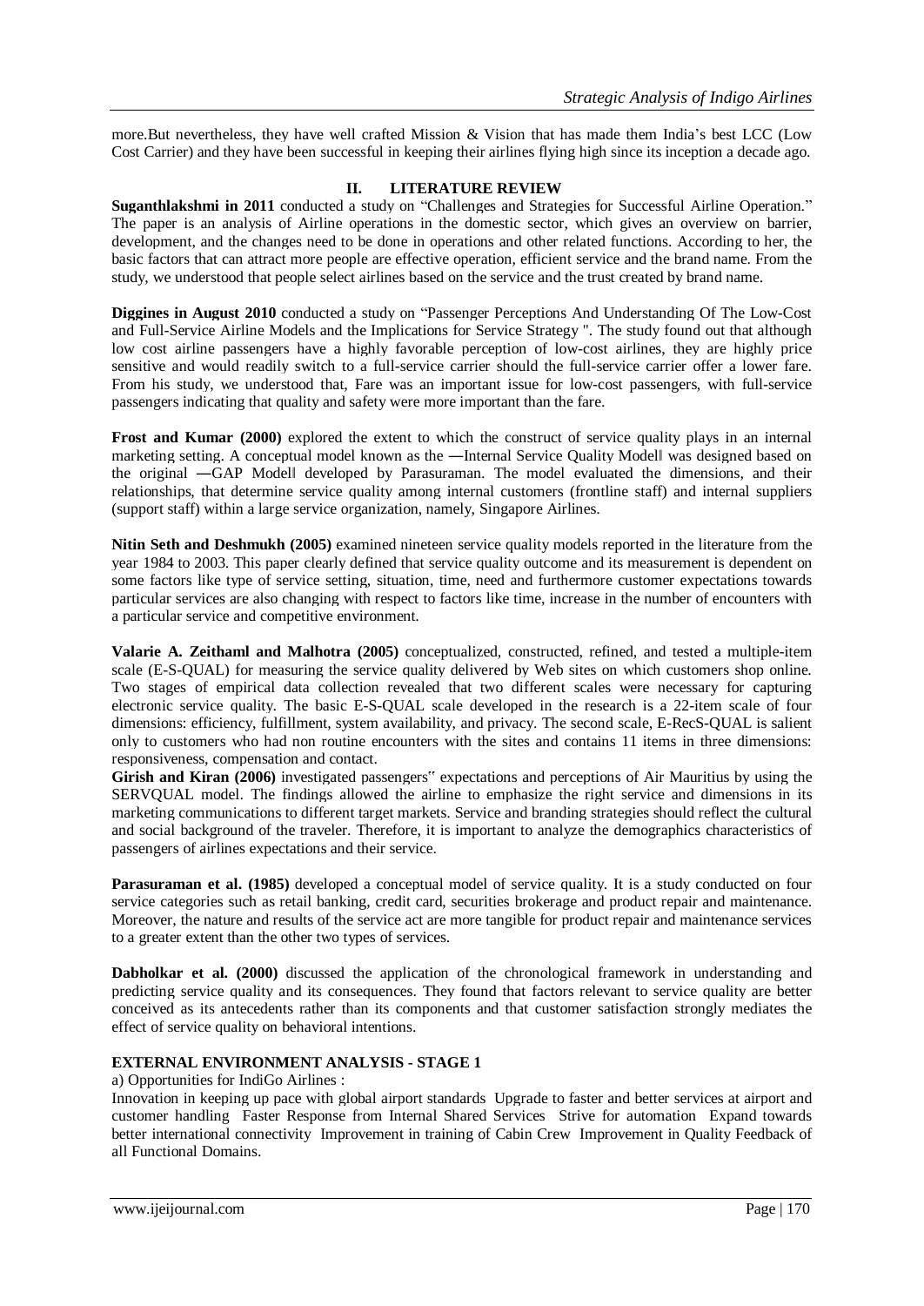more.But nevertheless, they have well crafted Mission & Vision that has made them India's best LCC (Low Cost Carrier) and they have been successful in keeping their airlines flying high since its inception a decade ago.

## II. LITERATURE REVIEW

**Suganthlakshmi in 2011** conducted a study on "Challenges and Strategies for Successful Airline Operation." The paper is an analysis of Airline operations in the domestic sector, which gives an overview on barrier, development, and the changes need to be done in operations and other related functions. According to her, the basic factors that can attract more people are effective operation, efficient service and the brand name. From the study, we understood that people select airlines based on the service and the trust created by brand name.

**Diggines in August 2010** conducted a study on "Passenger Perceptions And Understanding Of The Low-Cost and Full-Service Airline Models and the Implications for Service Strategy ". The study found out that although low cost airline passengers have a highly favorable perception of low-cost airlines, they are highly price sensitive and would readily switch to a full-service carrier should the full-service carrier offer a lower fare. From his study, we understood that, Fare was an important issue for low-cost passengers, with full-service passengers indicating that quality and safety were more important than the fare.

**Frost and Kumar (2000)** explored the extent to which the construct of service quality plays in an internal marketing setting. A conceptual model known as the ―Internal Service Quality Model‖ was designed based on the original ―GAP Model‖ developed by Parasuraman. The model evaluated the dimensions, and their relationships, that determine service quality among internal customers (frontline staff) and internal suppliers (support staff) within a large service organization, namely, Singapore Airlines.

**Nitin Seth and Deshmukh (2005)** examined nineteen service quality models reported in the literature from the year 1984 to 2003. This paper clearly defined that service quality outcome and its measurement is dependent on some factors like type of service setting, situation, time, need and furthermore customer expectations towards particular services are also changing with respect to factors like time, increase in the number of encounters with a particular service and competitive environment.

**Valarie A. Zeithaml and Malhotra (2005)** conceptualized, constructed, refined, and tested a multiple-item scale (E-S-QUAL) for measuring the service quality delivered by Web sites on which customers shop online. Two stages of empirical data collection revealed that two different scales were necessary for capturing electronic service quality. The basic E-S-QUAL scale developed in the research is a 22-item scale of four dimensions: efficiency, fulfillment, system availability, and privacy. The second scale, E-RecS-QUAL is salient only to customers who had non routine encounters with the sites and contains 11 items in three dimensions: responsiveness, compensation and contact.

**Girish and Kiran (2006)** investigated passengers" expectations and perceptions of Air Mauritius by using the SERVQUAL model. The findings allowed the airline to emphasize the right service and dimensions in its marketing communications to different target markets. Service and branding strategies should reflect the cultural and social background of the traveler. Therefore, it is important to analyze the demographics characteristics of passengers of airlines expectations and their service.

**Parasuraman et al. (1985)** developed a conceptual model of service quality. It is a study conducted on four service categories such as retail banking, credit card, securities brokerage and product repair and maintenance. Moreover, the nature and results of the service act are more tangible for product repair and maintenance services to a greater extent than the other two types of services.

**Dabholkar et al. (2000)** discussed the application of the chronological framework in understanding and predicting service quality and its consequences. They found that factors relevant to service quality are better conceived as its antecedents rather than its components and that customer satisfaction strongly mediates the effect of service quality on behavioral intentions.

**EXTERNAL ENVIRONMENT ANALYSIS - STAGE 1**

a) Opportunities for IndiGo Airlines :

Innovation in keeping up pace with global airport standards Upgrade to faster and better services at airport and customer handling Faster Response from Internal Shared Services Strive for automation Expand towards better international connectivity Improvement in training of Cabin Crew Improvement in Quality Feedback of all Functional Domains.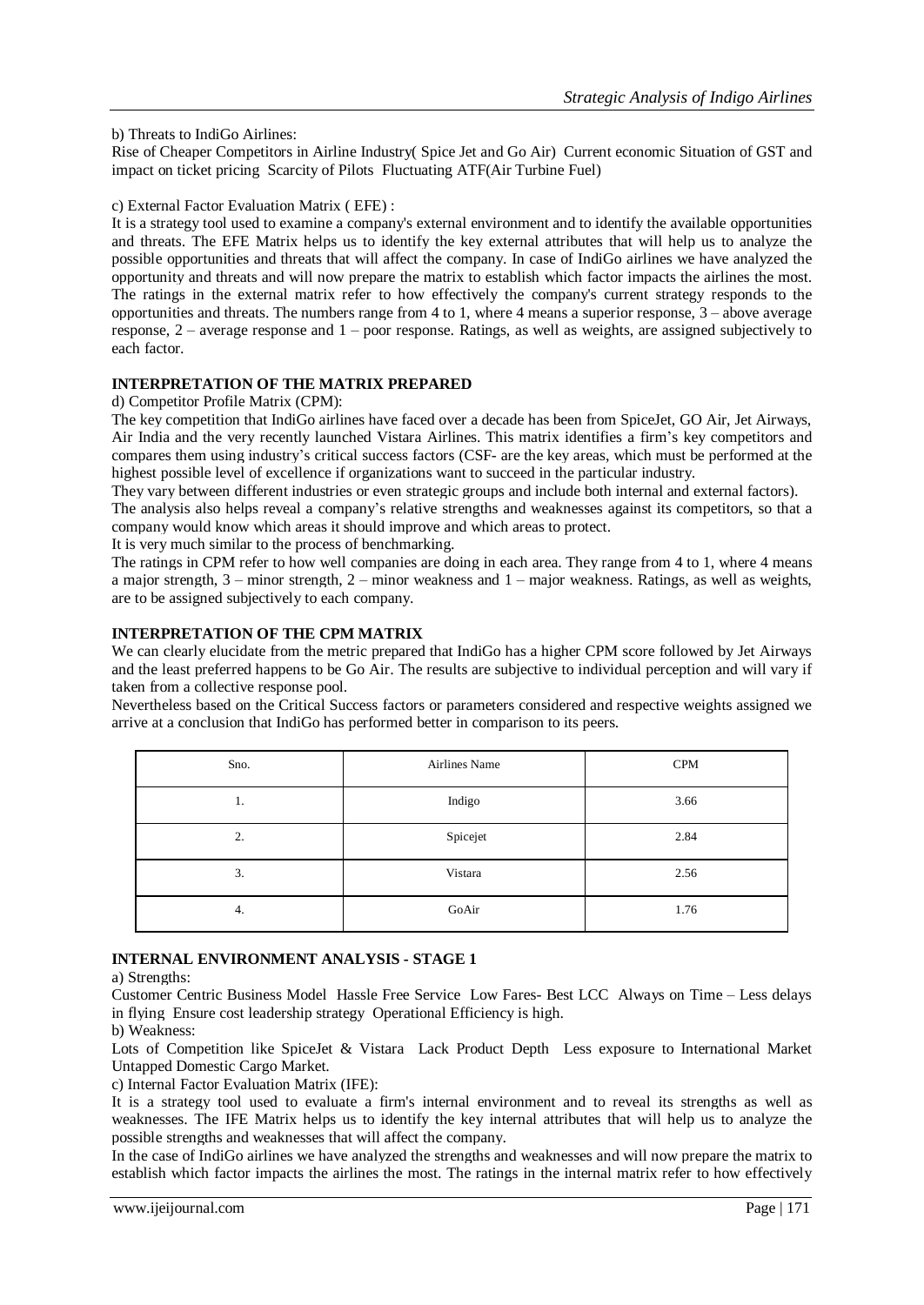b) Threats to IndiGo Airlines:

Rise of Cheaper Competitors in Airline Industry( Spice Jet and Go Air)  Current economic Situation of GST and impact on ticket pricing  Scarcity of Pilots  Fluctuating ATF(Air Turbine Fuel)

c) External Factor Evaluation Matrix ( EFE) :

It is a strategy tool used to examine a company's external environment and to identify the available opportunities and threats. The EFE Matrix helps us to identify the key external attributes that will help us to analyze the possible opportunities and threats that will affect the company. In case of IndiGo airlines we have analyzed the opportunity and threats and will now prepare the matrix to establish which factor impacts the airlines the most. The ratings in the external matrix refer to how effectively the company's current strategy responds to the opportunities and threats. The numbers range from 4 to 1, where 4 means a superior response, 3 – above average response, 2 – average response and 1 – poor response. Ratings, as well as weights, are assigned subjectively to each factor.

**INTERPRETATION OF THE MATRIX PREPARED**

d) Competitor Profile Matrix (CPM):

The key competition that IndiGo airlines have faced over a decade has been from SpiceJet, GO Air, Jet Airways, Air India and the very recently launched Vistara Airlines. This matrix identifies a firm's key competitors and compares them using industry's critical success factors (CSF- are the key areas, which must be performed at the highest possible level of excellence if organizations want to succeed in the particular industry.

They vary between different industries or even strategic groups and include both internal and external factors).

The analysis also helps reveal a company's relative strengths and weaknesses against its competitors, so that a company would know which areas it should improve and which areas to protect.

It is very much similar to the process of benchmarking.

The ratings in CPM refer to how well companies are doing in each area. They range from 4 to 1, where 4 means a major strength, 3 – minor strength, 2 – minor weakness and 1 – major weakness. Ratings, as well as weights, are to be assigned subjectively to each company.

**INTERPRETATION OF THE CPM MATRIX**

We can clearly elucidate from the metric prepared that IndiGo has a higher CPM score followed by Jet Airways and the least preferred happens to be Go Air. The results are subjective to individual perception and will vary if taken from a collective response pool.

Nevertheless based on the Critical Success factors or parameters considered and respective weights assigned we arrive at a conclusion that IndiGo has performed better in comparison to its peers.

| Sno. | Airlines Name | CPM |
|---|---|---|
| 1. | Indigo | 3.66 |
| 2. | Spicejet | 2.84 |
| 3. | Vistara | 2.56 |
| 4. | GoAir | 1.76 |

**INTERNAL ENVIRONMENT ANALYSIS - STAGE 1**

a) Strengths:

Customer Centric Business Model  Hassle Free Service  Low Fares- Best LCC  Always on Time – Less delays in flying  Ensure cost leadership strategy  Operational Efficiency is high.

b) Weakness:

Lots of Competition like SpiceJet & Vistara  Lack Product Depth  Less exposure to International Market Untapped Domestic Cargo Market.

c) Internal Factor Evaluation Matrix (IFE):

It is a strategy tool used to evaluate a firm's internal environment and to reveal its strengths as well as weaknesses. The IFE Matrix helps us to identify the key internal attributes that will help us to analyze the possible strengths and weaknesses that will affect the company.

In the case of IndiGo airlines we have analyzed the strengths and weaknesses and will now prepare the matrix to establish which factor impacts the airlines the most. The ratings in the internal matrix refer to how effectively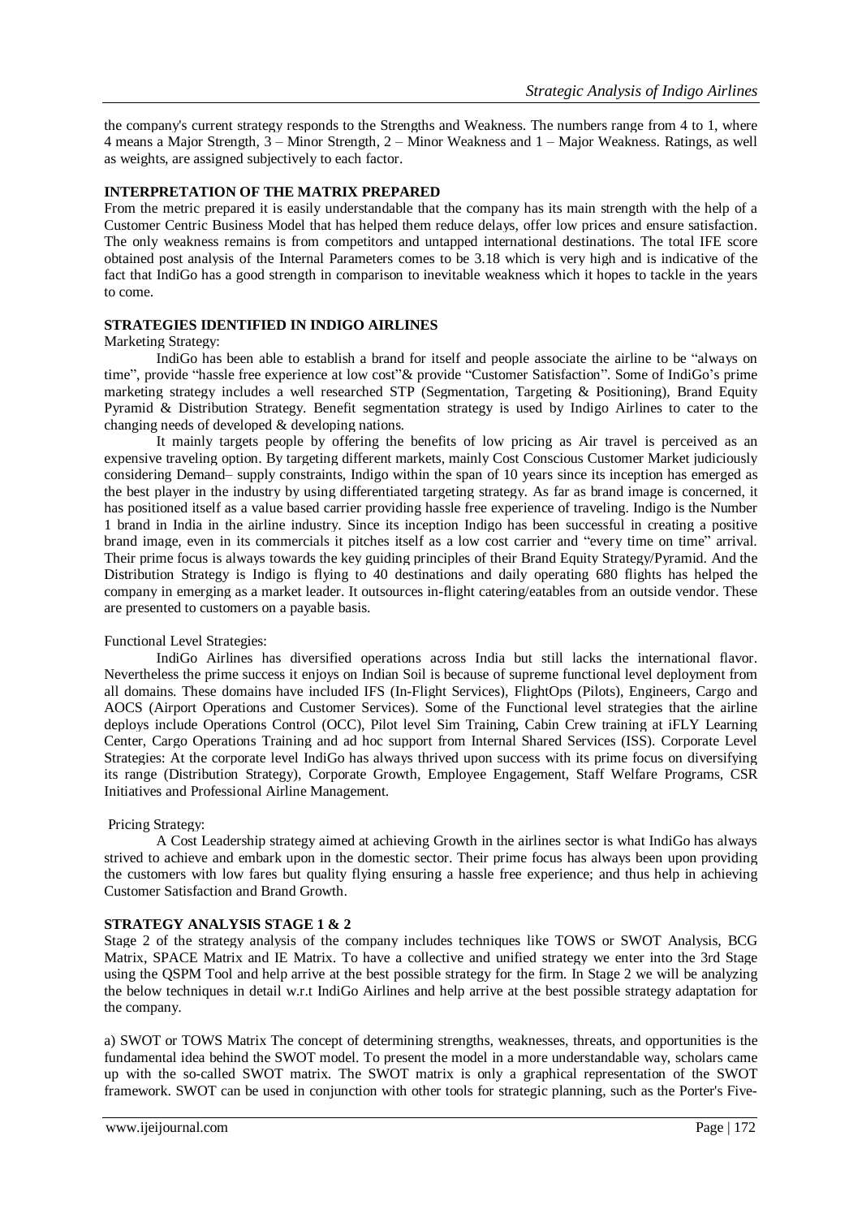the company's current strategy responds to the Strengths and Weakness. The numbers range from 4 to 1, where 4 means a Major Strength, 3 – Minor Strength, 2 – Minor Weakness and 1 – Major Weakness. Ratings, as well as weights, are assigned subjectively to each factor.

**INTERPRETATION OF THE MATRIX PREPARED**

From the metric prepared it is easily understandable that the company has its main strength with the help of a Customer Centric Business Model that has helped them reduce delays, offer low prices and ensure satisfaction. The only weakness remains is from competitors and untapped international destinations. The total IFE score obtained post analysis of the Internal Parameters comes to be 3.18 which is very high and is indicative of the fact that IndiGo has a good strength in comparison to inevitable weakness which it hopes to tackle in the years to come.

**STRATEGIES IDENTIFIED IN INDIGO AIRLINES**

Marketing Strategy:

IndiGo has been able to establish a brand for itself and people associate the airline to be "always on time", provide "hassle free experience at low cost"& provide "Customer Satisfaction". Some of IndiGo's prime marketing strategy includes a well researched STP (Segmentation, Targeting & Positioning), Brand Equity Pyramid & Distribution Strategy. Benefit segmentation strategy is used by Indigo Airlines to cater to the changing needs of developed & developing nations.

It mainly targets people by offering the benefits of low pricing as Air travel is perceived as an expensive traveling option. By targeting different markets, mainly Cost Conscious Customer Market judiciously considering Demand– supply constraints, Indigo within the span of 10 years since its inception has emerged as the best player in the industry by using differentiated targeting strategy. As far as brand image is concerned, it has positioned itself as a value based carrier providing hassle free experience of traveling. Indigo is the Number 1 brand in India in the airline industry. Since its inception Indigo has been successful in creating a positive brand image, even in its commercials it pitches itself as a low cost carrier and "every time on time" arrival. Their prime focus is always towards the key guiding principles of their Brand Equity Strategy/Pyramid. And the Distribution Strategy is Indigo is flying to 40 destinations and daily operating 680 flights has helped the company in emerging as a market leader. It outsources in-flight catering/eatables from an outside vendor. These are presented to customers on a payable basis.

Functional Level Strategies:

IndiGo Airlines has diversified operations across India but still lacks the international flavor. Nevertheless the prime success it enjoys on Indian Soil is because of supreme functional level deployment from all domains. These domains have included IFS (In-Flight Services), FlightOps (Pilots), Engineers, Cargo and AOCS (Airport Operations and Customer Services). Some of the Functional level strategies that the airline deploys include Operations Control (OCC), Pilot level Sim Training, Cabin Crew training at iFLY Learning Center, Cargo Operations Training and ad hoc support from Internal Shared Services (ISS). Corporate Level Strategies: At the corporate level IndiGo has always thrived upon success with its prime focus on diversifying its range (Distribution Strategy), Corporate Growth, Employee Engagement, Staff Welfare Programs, CSR Initiatives and Professional Airline Management.

Pricing Strategy:

A Cost Leadership strategy aimed at achieving Growth in the airlines sector is what IndiGo has always strived to achieve and embark upon in the domestic sector. Their prime focus has always been upon providing the customers with low fares but quality flying ensuring a hassle free experience; and thus help in achieving Customer Satisfaction and Brand Growth.

**STRATEGY ANALYSIS STAGE 1 & 2**

Stage 2 of the strategy analysis of the company includes techniques like TOWS or SWOT Analysis, BCG Matrix, SPACE Matrix and IE Matrix. To have a collective and unified strategy we enter into the 3rd Stage using the QSPM Tool and help arrive at the best possible strategy for the firm. In Stage 2 we will be analyzing the below techniques in detail w.r.t IndiGo Airlines and help arrive at the best possible strategy adaptation for the company.

a) SWOT or TOWS Matrix The concept of determining strengths, weaknesses, threats, and opportunities is the fundamental idea behind the SWOT model. To present the model in a more understandable way, scholars came up with the so-called SWOT matrix. The SWOT matrix is only a graphical representation of the SWOT framework. SWOT can be used in conjunction with other tools for strategic planning, such as the Porter's Five-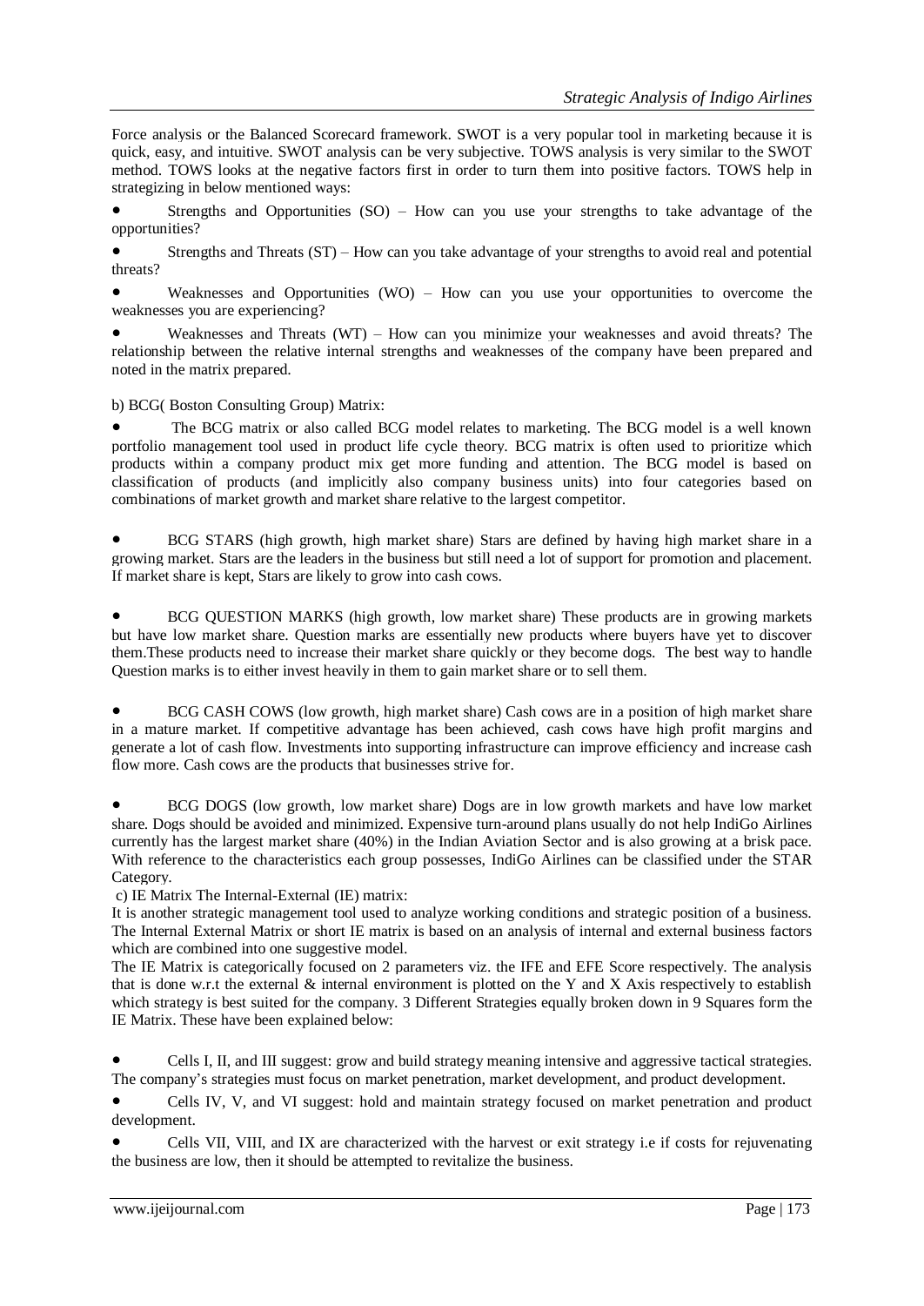Force analysis or the Balanced Scorecard framework. SWOT is a very popular tool in marketing because it is quick, easy, and intuitive. SWOT analysis can be very subjective. TOWS analysis is very similar to the SWOT method. TOWS looks at the negative factors first in order to turn them into positive factors. TOWS help in strategizing in below mentioned ways:

- Strengths and Opportunities (SO) – How can you use your strengths to take advantage of the opportunities?
- Strengths and Threats (ST) – How can you take advantage of your strengths to avoid real and potential threats?
- Weaknesses and Opportunities (WO) – How can you use your opportunities to overcome the weaknesses you are experiencing?
- Weaknesses and Threats (WT) – How can you minimize your weaknesses and avoid threats? The relationship between the relative internal strengths and weaknesses of the company have been prepared and noted in the matrix prepared.

b) BCG( Boston Consulting Group) Matrix:

- The BCG matrix or also called BCG model relates to marketing. The BCG model is a well known portfolio management tool used in product life cycle theory. BCG matrix is often used to prioritize which products within a company product mix get more funding and attention. The BCG model is based on classification of products (and implicitly also company business units) into four categories based on combinations of market growth and market share relative to the largest competitor.

- BCG STARS (high growth, high market share) Stars are defined by having high market share in a growing market. Stars are the leaders in the business but still need a lot of support for promotion and placement. If market share is kept, Stars are likely to grow into cash cows.

- BCG QUESTION MARKS (high growth, low market share) These products are in growing markets but have low market share. Question marks are essentially new products where buyers have yet to discover them.These products need to increase their market share quickly or they become dogs. The best way to handle Question marks is to either invest heavily in them to gain market share or to sell them.

- BCG CASH COWS (low growth, high market share) Cash cows are in a position of high market share in a mature market. If competitive advantage has been achieved, cash cows have high profit margins and generate a lot of cash flow. Investments into supporting infrastructure can improve efficiency and increase cash flow more. Cash cows are the products that businesses strive for.

- BCG DOGS (low growth, low market share) Dogs are in low growth markets and have low market share. Dogs should be avoided and minimized. Expensive turn-around plans usually do not help IndiGo Airlines currently has the largest market share (40%) in the Indian Aviation Sector and is also growing at a brisk pace. With reference to the characteristics each group possesses, IndiGo Airlines can be classified under the STAR Category.

c) IE Matrix The Internal-External (IE) matrix:

It is another strategic management tool used to analyze working conditions and strategic position of a business. The Internal External Matrix or short IE matrix is based on an analysis of internal and external business factors which are combined into one suggestive model.

The IE Matrix is categorically focused on 2 parameters viz. the IFE and EFE Score respectively. The analysis that is done w.r.t the external & internal environment is plotted on the Y and X Axis respectively to establish which strategy is best suited for the company. 3 Different Strategies equally broken down in 9 Squares form the IE Matrix. These have been explained below:

- Cells I, II, and III suggest: grow and build strategy meaning intensive and aggressive tactical strategies. The company's strategies must focus on market penetration, market development, and product development.
- Cells IV, V, and VI suggest: hold and maintain strategy focused on market penetration and product development.
- Cells VII, VIII, and IX are characterized with the harvest or exit strategy i.e if costs for rejuvenating the business are low, then it should be attempted to revitalize the business.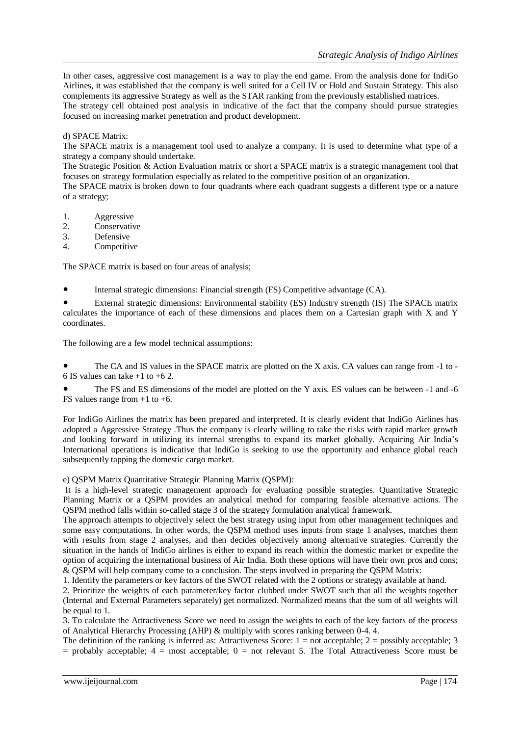In other cases, aggressive cost management is a way to play the end game. From the analysis done for IndiGo Airlines, it was established that the company is well suited for a Cell IV or Hold and Sustain Strategy. This also complements its aggressive Strategy as well as the STAR ranking from the previously established matrices.
The strategy cell obtained post analysis in indicative of the fact that the company should pursue strategies focused on increasing market penetration and product development.

d) SPACE Matrix:
The SPACE matrix is a management tool used to analyze a company. It is used to determine what type of a strategy a company should undertake.
The Strategic Position & Action Evaluation matrix or short a SPACE matrix is a strategic management tool that focuses on strategy formulation especially as related to the competitive position of an organization.
The SPACE matrix is broken down to four quadrants where each quadrant suggests a different type or a nature of a strategy;

1. Aggressive
2. Conservative
3. Defensive
4. Competitive

The SPACE matrix is based on four areas of analysis;

- Internal strategic dimensions: Financial strength (FS) Competitive advantage (CA).
- External strategic dimensions: Environmental stability (ES) Industry strength (IS) The SPACE matrix calculates the importance of each of these dimensions and places them on a Cartesian graph with X and Y coordinates.

The following are a few model technical assumptions:

- The CA and IS values in the SPACE matrix are plotted on the X axis. CA values can range from -1 to -6 IS values can take +1 to +6 2.
- The FS and ES dimensions of the model are plotted on the Y axis. ES values can be between -1 and -6 FS values range from +1 to +6.

For IndiGo Airlines the matrix has been prepared and interpreted. It is clearly evident that IndiGo Airlines has adopted a Aggressive Strategy .Thus the company is clearly willing to take the risks with rapid market growth and looking forward in utilizing its internal strengths to expand its market globally. Acquiring Air India's International operations is indicative that IndiGo is seeking to use the opportunity and enhance global reach subsequently tapping the domestic cargo market.

e) QSPM Matrix Quantitative Strategic Planning Matrix (QSPM):
It is a high-level strategic management approach for evaluating possible strategies. Quantitative Strategic Planning Matrix or a QSPM provides an analytical method for comparing feasible alternative actions. The QSPM method falls within so-called stage 3 of the strategy formulation analytical framework.
The approach attempts to objectively select the best strategy using input from other management techniques and some easy computations. In other words, the QSPM method uses inputs from stage 1 analyses, matches them with results from stage 2 analyses, and then decides objectively among alternative strategies. Currently the situation in the hands of IndiGo airlines is either to expand its reach within the domestic market or expedite the option of acquiring the international business of Air India. Both these options will have their own pros and cons; & QSPM will help company come to a conclusion. The steps involved in preparing the QSPM Matrix:
1. Identify the parameters or key factors of the SWOT related with the 2 options or strategy available at hand.
2. Prioritize the weights of each parameter/key factor clubbed under SWOT such that all the weights together (Internal and External Parameters separately) get normalized. Normalized means that the sum of all weights will be equal to 1.
3. To calculate the Attractiveness Score we need to assign the weights to each of the key factors of the process of Analytical Hierarchy Processing (AHP) & multiply with scores ranking between 0-4. 4.
The definition of the ranking is inferred as: Attractiveness Score: 1 = not acceptable; 2 = possibly acceptable; 3 = probably acceptable; 4 = most acceptable; 0 = not relevant 5. The Total Attractiveness Score must be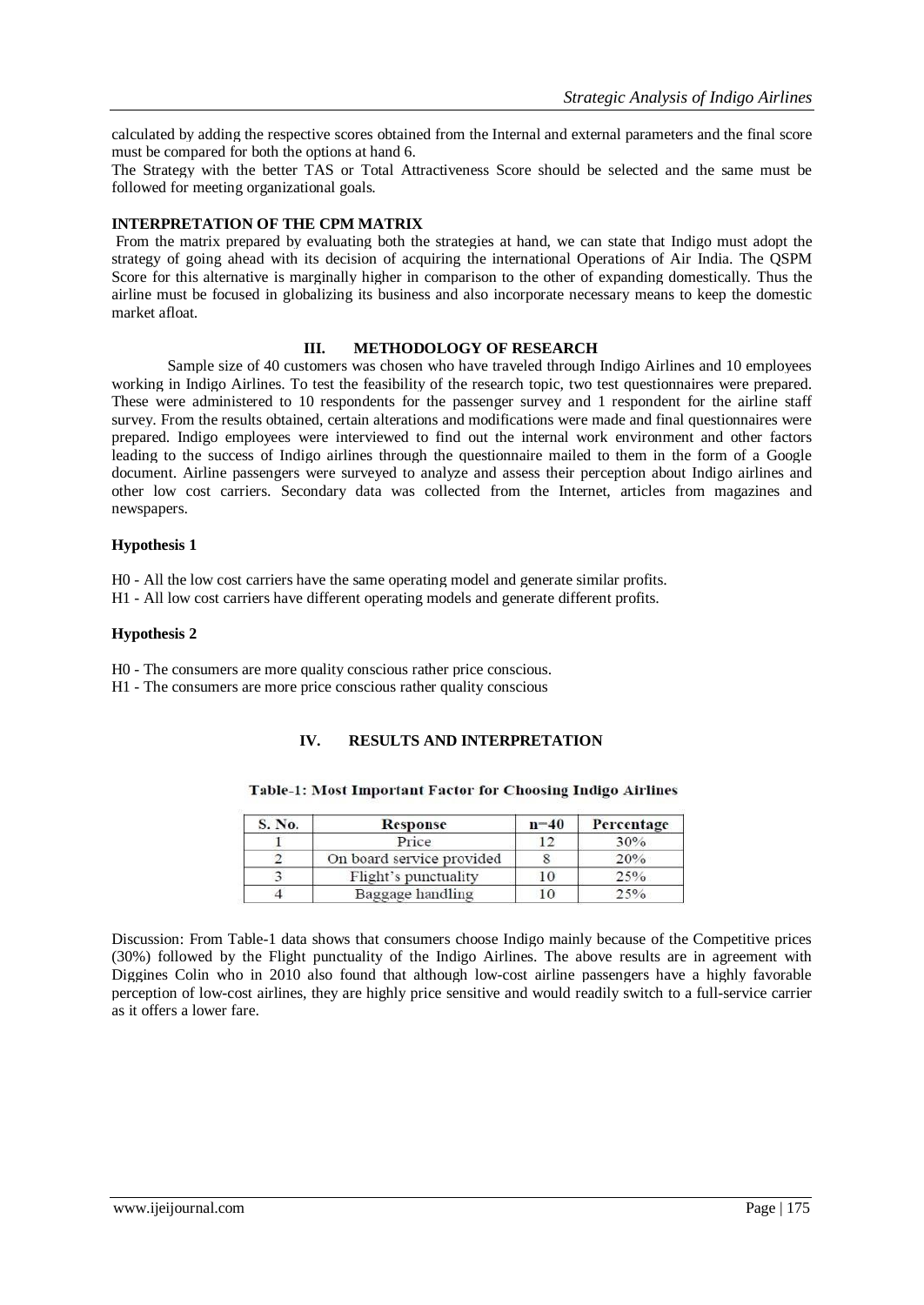calculated by adding the respective scores obtained from the Internal and external parameters and the final score must be compared for both the options at hand 6.

The Strategy with the better TAS or Total Attractiveness Score should be selected and the same must be followed for meeting organizational goals.

**INTERPRETATION OF THE CPM MATRIX**

From the matrix prepared by evaluating both the strategies at hand, we can state that Indigo must adopt the strategy of going ahead with its decision of acquiring the international Operations of Air India. The QSPM Score for this alternative is marginally higher in comparison to the other of expanding domestically. Thus the airline must be focused in globalizing its business and also incorporate necessary means to keep the domestic market afloat.

## III. METHODOLOGY OF RESEARCH

Sample size of 40 customers was chosen who have traveled through Indigo Airlines and 10 employees working in Indigo Airlines. To test the feasibility of the research topic, two test questionnaires were prepared. These were administered to 10 respondents for the passenger survey and 1 respondent for the airline staff survey. From the results obtained, certain alterations and modifications were made and final questionnaires were prepared. Indigo employees were interviewed to find out the internal work environment and other factors leading to the success of Indigo airlines through the questionnaire mailed to them in the form of a Google document. Airline passengers were surveyed to analyze and assess their perception about Indigo airlines and other low cost carriers. Secondary data was collected from the Internet, articles from magazines and newspapers.

**Hypothesis 1**

H0 - All the low cost carriers have the same operating model and generate similar profits.
H1 - All low cost carriers have different operating models and generate different profits.

**Hypothesis 2**

H0 - The consumers are more quality conscious rather price conscious.
H1 - The consumers are more price conscious rather quality conscious

## IV. RESULTS AND INTERPRETATION

**Table-1: Most Important Factor for Choosing Indigo Airlines**

| S. No. | Response | n=40 | Percentage |
|---|---|---|---|
| 1 | Price | 12 | 30% |
| 2 | On board service provided | 8 | 20% |
| 3 | Flight's punctuality | 10 | 25% |
| 4 | Baggage handling | 10 | 25% |

Discussion: From Table-1 data shows that consumers choose Indigo mainly because of the Competitive prices (30%) followed by the Flight punctuality of the Indigo Airlines. The above results are in agreement with Diggines Colin who in 2010 also found that although low-cost airline passengers have a highly favorable perception of low-cost airlines, they are highly price sensitive and would readily switch to a full-service carrier as it offers a lower fare.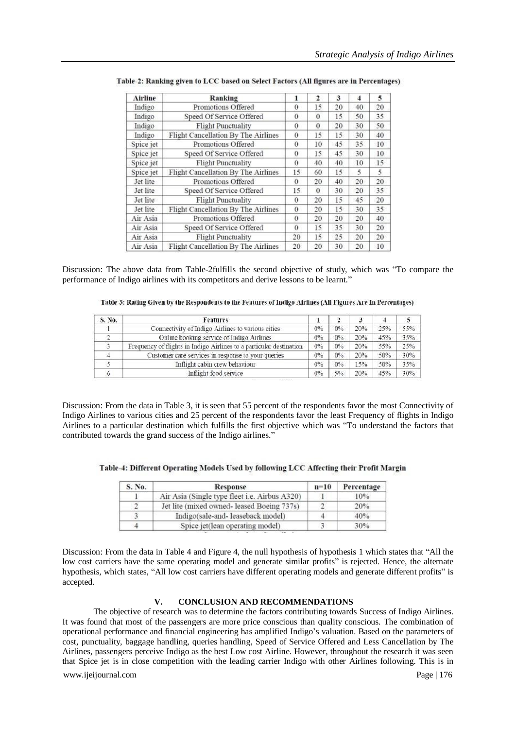**Table-2: Ranking given to LCC based on Select Factors (All figures are in Percentages)**

| Airline | Ranking | 1 | 2 | 3 | 4 | 5 |
|---|---|---|---|---|---|---|
| Indigo | Promotions Offered | 0 | 15 | 20 | 40 | 20 |
| Indigo | Speed Of Service Offered | 0 | 0 | 15 | 50 | 35 |
| Indigo | Flight Punctuality | 0 | 0 | 20 | 30 | 50 |
| Indigo | Flight Cancellation By The Airlines | 0 | 15 | 15 | 30 | 40 |
| Spice jet | Promotions Offered | 0 | 10 | 45 | 35 | 10 |
| Spice jet | Speed Of Service Offered | 0 | 15 | 45 | 30 | 10 |
| Spice jet | Flight Punctuality | 0 | 40 | 40 | 10 | 15 |
| Spice jet | Flight Cancellation By The Airlines | 15 | 60 | 15 | 5 | 5 |
| Jet lite | Promotions Offered | 0 | 20 | 40 | 20 | 20 |
| Jet lite | Speed Of Service Offered | 15 | 0 | 30 | 20 | 35 |
| Jet lite | Flight Punctuality | 0 | 20 | 15 | 45 | 20 |
| Jet lite | Flight Cancellation By The Airlines | 0 | 20 | 15 | 30 | 35 |
| Air Asia | Promotions Offered | 0 | 20 | 20 | 20 | 40 |
| Air Asia | Speed Of Service Offered | 0 | 15 | 35 | 30 | 20 |
| Air Asia | Flight Punctuality | 20 | 15 | 25 | 20 | 20 |
| Air Asia | Flight Cancellation By The Airlines | 20 | 20 | 30 | 20 | 10 |

Discussion: The above data from Table-2fulfills the second objective of study, which was "To compare the performance of Indigo airlines with its competitors and derive lessons to be learnt."

**Table-3: Rating Given by the Respondents to the Features of Indigo Airlines (All Figures Are In Percentages)**

| S. No. | Features | 1 | 2 | 3 | 4 | 5 |
|---|---|---|---|---|---|---|
| 1 | Connectivity of Indigo Airlines to various cities | 0% | 0% | 20% | 25% | 55% |
| 2 | Online booking service of Indigo Airlines | 0% | 0% | 20% | 45% | 35% |
| 3 | Frequency of flights in Indigo Airlines to a particular destination | 0% | 0% | 20% | 55% | 25% |
| 4 | Customer care services in response to your queries | 0% | 0% | 20% | 50% | 30% |
| 5 | Inflight cabin crew behaviour | 0% | 0% | 15% | 50% | 35% |
| 6 | Inflight food service | 0% | 5% | 20% | 45% | 30% |

Discussion: From the data in Table 3, it is seen that 55 percent of the respondents favor the most Connectivity of Indigo Airlines to various cities and 25 percent of the respondents favor the least Frequency of flights in Indigo Airlines to a particular destination which fulfills the first objective which was "To understand the factors that contributed towards the grand success of the Indigo airlines."

**Table-4: Different Operating Models Used by following LCC Affecting their Profit Margin**

| S. No. | Response | n=10 | Percentage |
|---|---|---|---|
| 1 | Air Asia (Single type fleet i.e. Airbus A320) | 1 | 10% |
| 2 | Jet lite (mixed owned- leased Boeing 737s) | 2 | 20% |
| 3 | Indigo(sale-and- leaseback model) | 4 | 40% |
| 4 | Spice jet(lean operating model) | 3 | 30% |

Discussion: From the data in Table 4 and Figure 4, the null hypothesis of hypothesis 1 which states that "All the low cost carriers have the same operating model and generate similar profits" is rejected. Hence, the alternate hypothesis, which states, "All low cost carriers have different operating models and generate different profits" is accepted.

## V. CONCLUSION AND RECOMMENDATIONS

The objective of research was to determine the factors contributing towards Success of Indigo Airlines. It was found that most of the passengers are more price conscious than quality conscious. The combination of operational performance and financial engineering has amplified Indigo's valuation. Based on the parameters of cost, punctuality, baggage handling, queries handling, Speed of Service Offered and Less Cancellation by The Airlines, passengers perceive Indigo as the best Low cost Airline. However, throughout the research it was seen that Spice jet is in close competition with the leading carrier Indigo with other Airlines following. This is in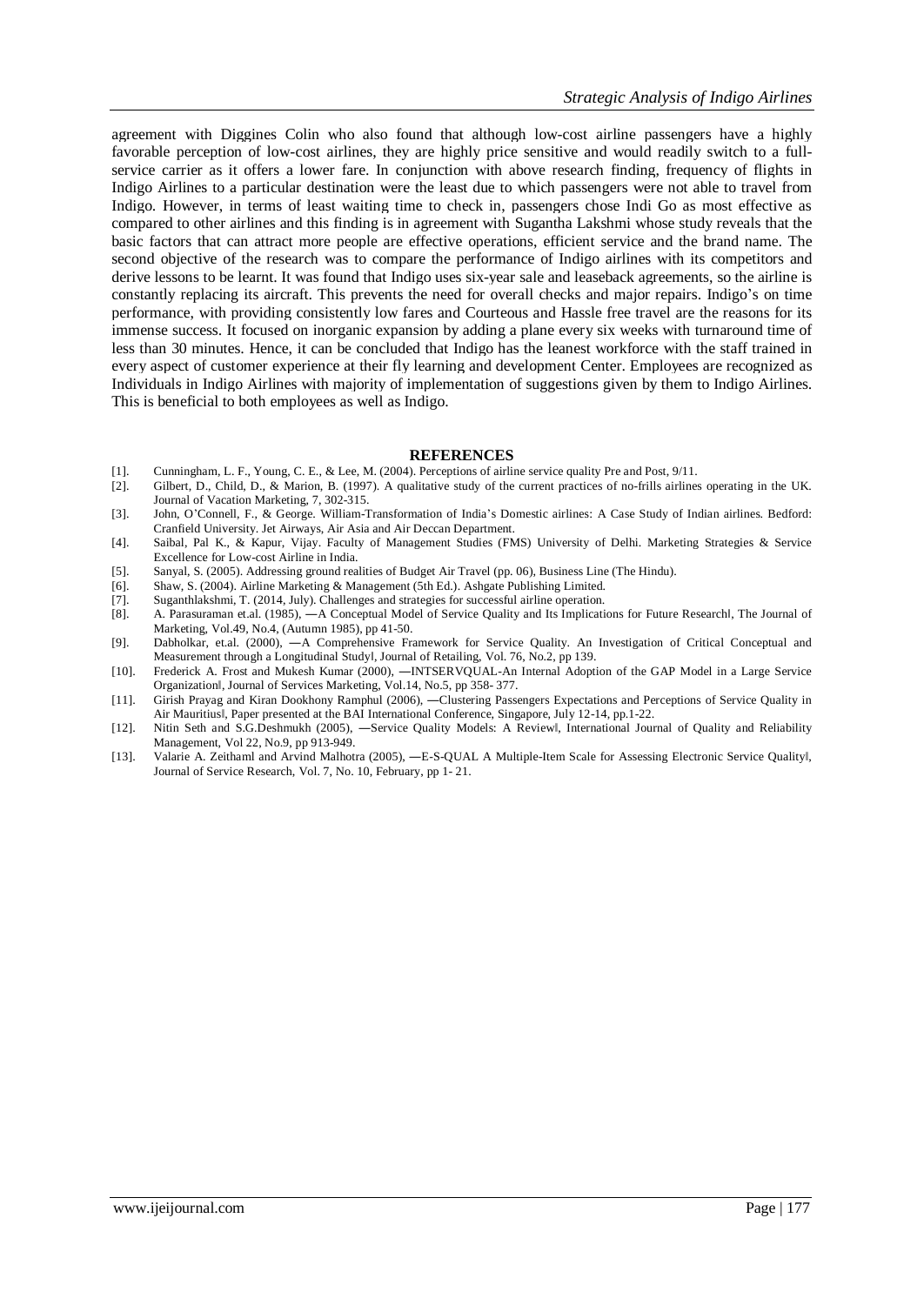agreement with Diggines Colin who also found that although low-cost airline passengers have a highly favorable perception of low-cost airlines, they are highly price sensitive and would readily switch to a full-service carrier as it offers a lower fare. In conjunction with above research finding, frequency of flights in Indigo Airlines to a particular destination were the least due to which passengers were not able to travel from Indigo. However, in terms of least waiting time to check in, passengers chose Indi Go as most effective as compared to other airlines and this finding is in agreement with Sugantha Lakshmi whose study reveals that the basic factors that can attract more people are effective operations, efficient service and the brand name. The second objective of the research was to compare the performance of Indigo airlines with its competitors and derive lessons to be learnt. It was found that Indigo uses six-year sale and leaseback agreements, so the airline is constantly replacing its aircraft. This prevents the need for overall checks and major repairs. Indigo's on time performance, with providing consistently low fares and Courteous and Hassle free travel are the reasons for its immense success. It focused on inorganic expansion by adding a plane every six weeks with turnaround time of less than 30 minutes. Hence, it can be concluded that Indigo has the leanest workforce with the staff trained in every aspect of customer experience at their fly learning and development Center. Employees are recognized as Individuals in Indigo Airlines with majority of implementation of suggestions given by them to Indigo Airlines. This is beneficial to both employees as well as Indigo.

## REFERENCES

[1]. Cunningham, L. F., Young, C. E., & Lee, M. (2004). Perceptions of airline service quality Pre and Post, 9/11.

[2]. Gilbert, D., Child, D., & Marion, B. (1997). A qualitative study of the current practices of no-frills airlines operating in the UK. Journal of Vacation Marketing, 7, 302-315.

[3]. John, O'Connell, F., & George. William-Transformation of India's Domestic airlines: A Case Study of Indian airlines. Bedford: Cranfield University. Jet Airways, Air Asia and Air Deccan Department.

[4]. Saibal, Pal K., & Kapur, Vijay. Faculty of Management Studies (FMS) University of Delhi. Marketing Strategies & Service Excellence for Low-cost Airline in India.

[5]. Sanyal, S. (2005). Addressing ground realities of Budget Air Travel (pp. 06), Business Line (The Hindu).

[6]. Shaw, S. (2004). Airline Marketing & Management (5th Ed.). Ashgate Publishing Limited.

[7]. Suganthlakshmi, T. (2014, July). Challenges and strategies for successful airline operation.

[8]. A. Parasuraman et.al. (1985), ―A Conceptual Model of Service Quality and Its Implications for Future Research‖, The Journal of Marketing, Vol.49, No.4, (Autumn 1985), pp 41-50.

[9]. Dabholkar, et.al. (2000), ―A Comprehensive Framework for Service Quality. An Investigation of Critical Conceptual and Measurement through a Longitudinal Study‖, Journal of Retailing, Vol. 76, No.2, pp 139.

[10]. Frederick A. Frost and Mukesh Kumar (2000), ―INTSERVQUAL-An Internal Adoption of the GAP Model in a Large Service Organization‖, Journal of Services Marketing, Vol.14, No.5, pp 358- 377.

[11]. Girish Prayag and Kiran Dookhony Ramphul (2006), ―Clustering Passengers Expectations and Perceptions of Service Quality in Air Mauritius‖, Paper presented at the BAI International Conference, Singapore, July 12-14, pp.1-22.

[12]. Nitin Seth and S.G.Deshmukh (2005), ―Service Quality Models: A Review‖, International Journal of Quality and Reliability Management, Vol 22, No.9, pp 913-949.

[13]. Valarie A. Zeithaml and Arvind Malhotra (2005), ―E-S-QUAL A Multiple-Item Scale for Assessing Electronic Service Quality‖, Journal of Service Research, Vol. 7, No. 10, February, pp 1- 21.